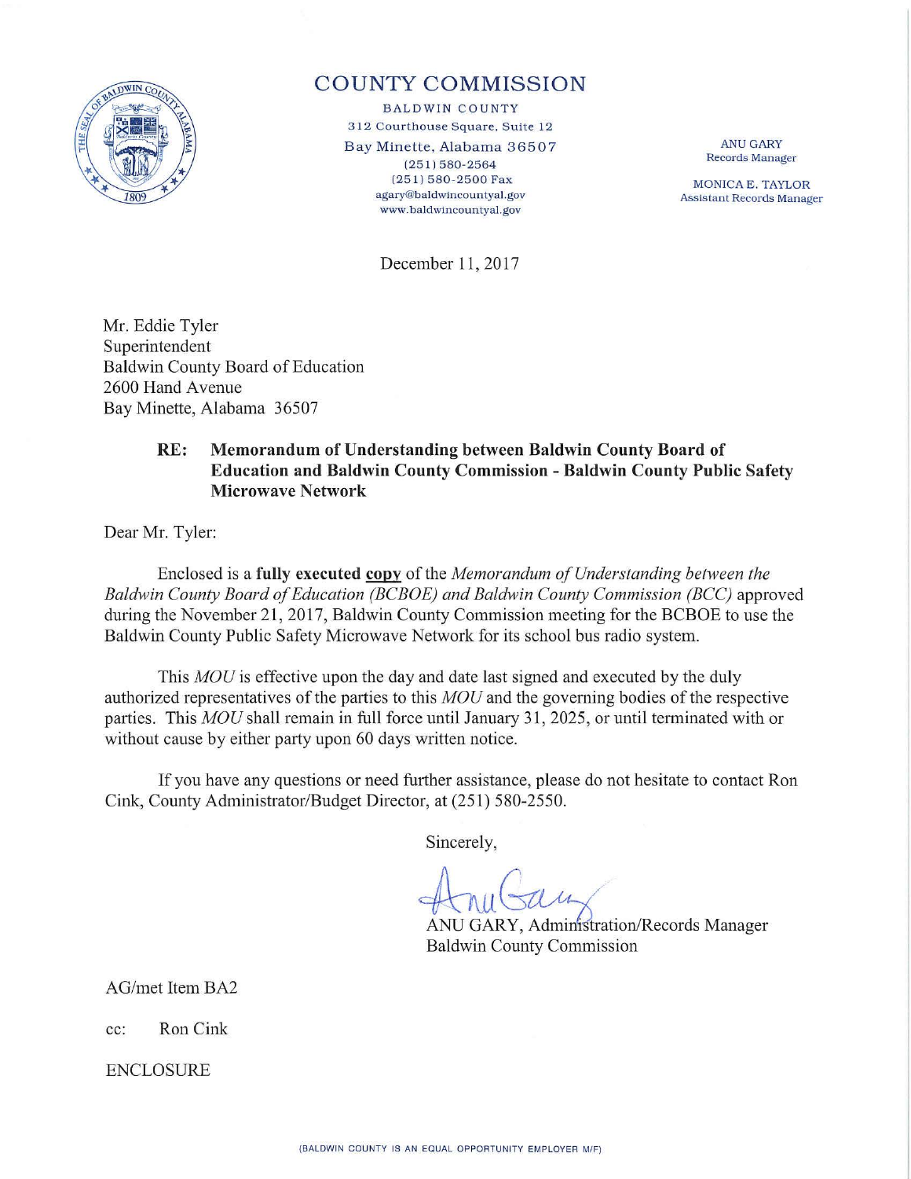# COUNTY COMMISSION

BALDWIN COUNTY
312 Courthouse Square, Suite 12
Bay Minette, Alabama 36507
(251) 580-2564
(251) 580-2500 Fax
agary@baldwincountyal.gov
www.baldwincountyal.gov

ANU GARY
Records Manager

MONICA E. TAYLOR
Assistant Records Manager

December 11, 2017

Mr. Eddie Tyler
Superintendent
Baldwin County Board of Education
2600 Hand Avenue
Bay Minette, Alabama 36507

**RE: Memorandum of Understanding between Baldwin County Board of Education and Baldwin County Commission - Baldwin County Public Safety Microwave Network**

Dear Mr. Tyler:

Enclosed is a **fully executed <u>copy</u>** of the *Memorandum of Understanding between the Baldwin County Board of Education (BCBOE) and Baldwin County Commission (BCC)* approved during the November 21, 2017, Baldwin County Commission meeting for the BCBOE to use the Baldwin County Public Safety Microwave Network for its school bus radio system.

This *MOU* is effective upon the day and date last signed and executed by the duly authorized representatives of the parties to this *MOU* and the governing bodies of the respective parties. This *MOU* shall remain in full force until January 31, 2025, or until terminated with or without cause by either party upon 60 days written notice.

If you have any questions or need further assistance, please do not hesitate to contact Ron Cink, County Administrator/Budget Director, at (251) 580-2550.

Sincerely,

Anu Gary

ANU GARY, Administration/Records Manager
Baldwin County Commission

AG/met Item BA2

cc: Ron Cink

ENCLOSURE

(BALDWIN COUNTY IS AN EQUAL OPPORTUNITY EMPLOYER M/F)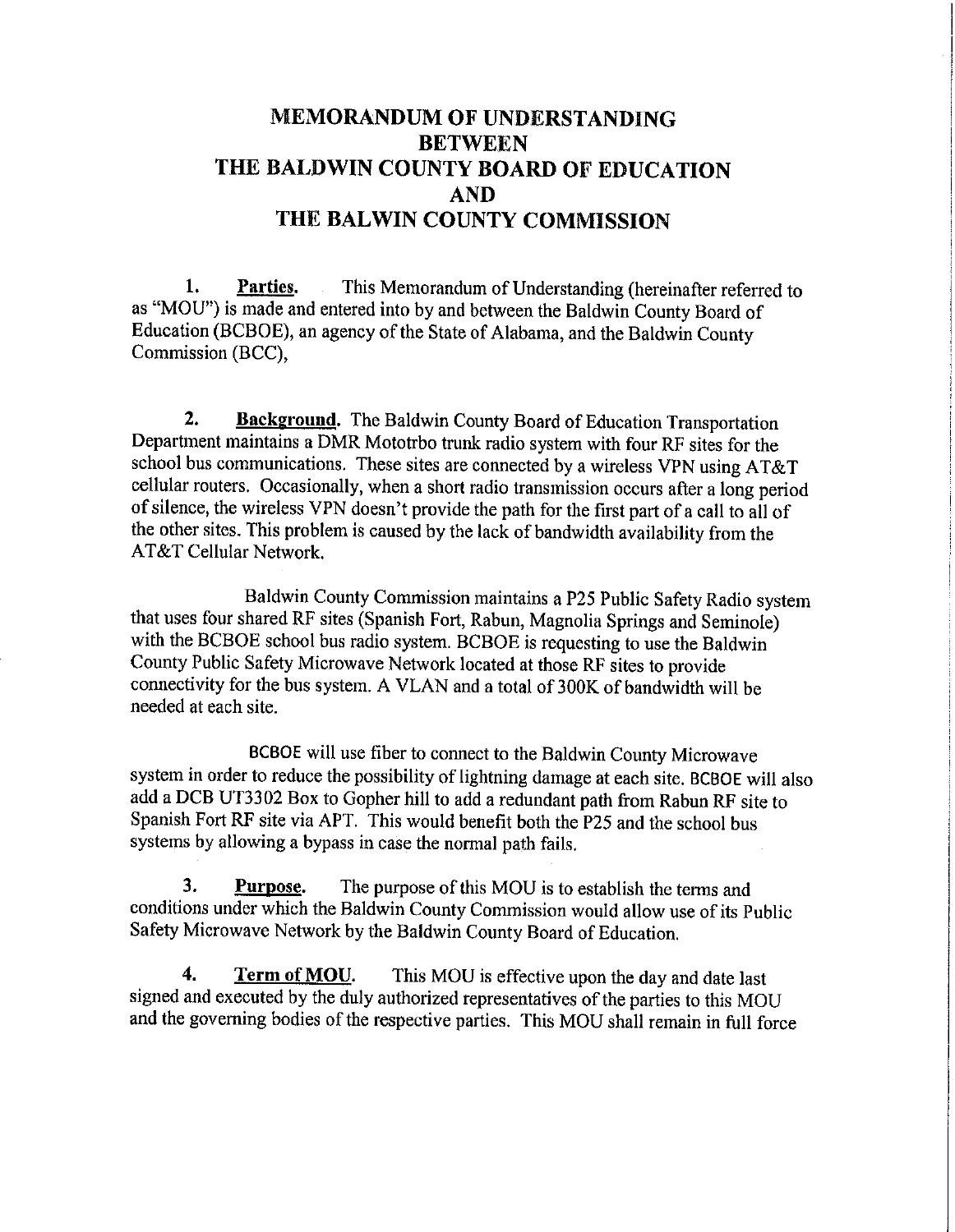# MEMORANDUM OF UNDERSTANDING BETWEEN THE BALDWIN COUNTY BOARD OF EDUCATION AND THE BALWIN COUNTY COMMISSION

**1. Parties.** This Memorandum of Understanding (hereinafter referred to as "MOU") is made and entered into by and between the Baldwin County Board of Education (BCBOE), an agency of the State of Alabama, and the Baldwin County Commission (BCC),

**2. Background.** The Baldwin County Board of Education Transportation Department maintains a DMR Mototrbo trunk radio system with four RF sites for the school bus communications. These sites are connected by a wireless VPN using AT&T cellular routers. Occasionally, when a short radio transmission occurs after a long period of silence, the wireless VPN doesn't provide the path for the first part of a call to all of the other sites. This problem is caused by the lack of bandwidth availability from the AT&T Cellular Network.

Baldwin County Commission maintains a P25 Public Safety Radio system that uses four shared RF sites (Spanish Fort, Rabun, Magnolia Springs and Seminole) with the BCBOE school bus radio system. BCBOE is requesting to use the Baldwin County Public Safety Microwave Network located at those RF sites to provide connectivity for the bus system. A VLAN and a total of 300K of bandwidth will be needed at each site.

BCBOE will use fiber to connect to the Baldwin County Microwave system in order to reduce the possibility of lightning damage at each site. BCBOE will also add a DCB UT3302 Box to Gopher hill to add a redundant path from Rabun RF site to Spanish Fort RF site via APT. This would benefit both the P25 and the school bus systems by allowing a bypass in case the normal path fails.

**3. Purpose.** The purpose of this MOU is to establish the terms and conditions under which the Baldwin County Commission would allow use of its Public Safety Microwave Network by the Baldwin County Board of Education.

**4. Term of MOU.** This MOU is effective upon the day and date last signed and executed by the duly authorized representatives of the parties to this MOU and the governing bodies of the respective parties. This MOU shall remain in full force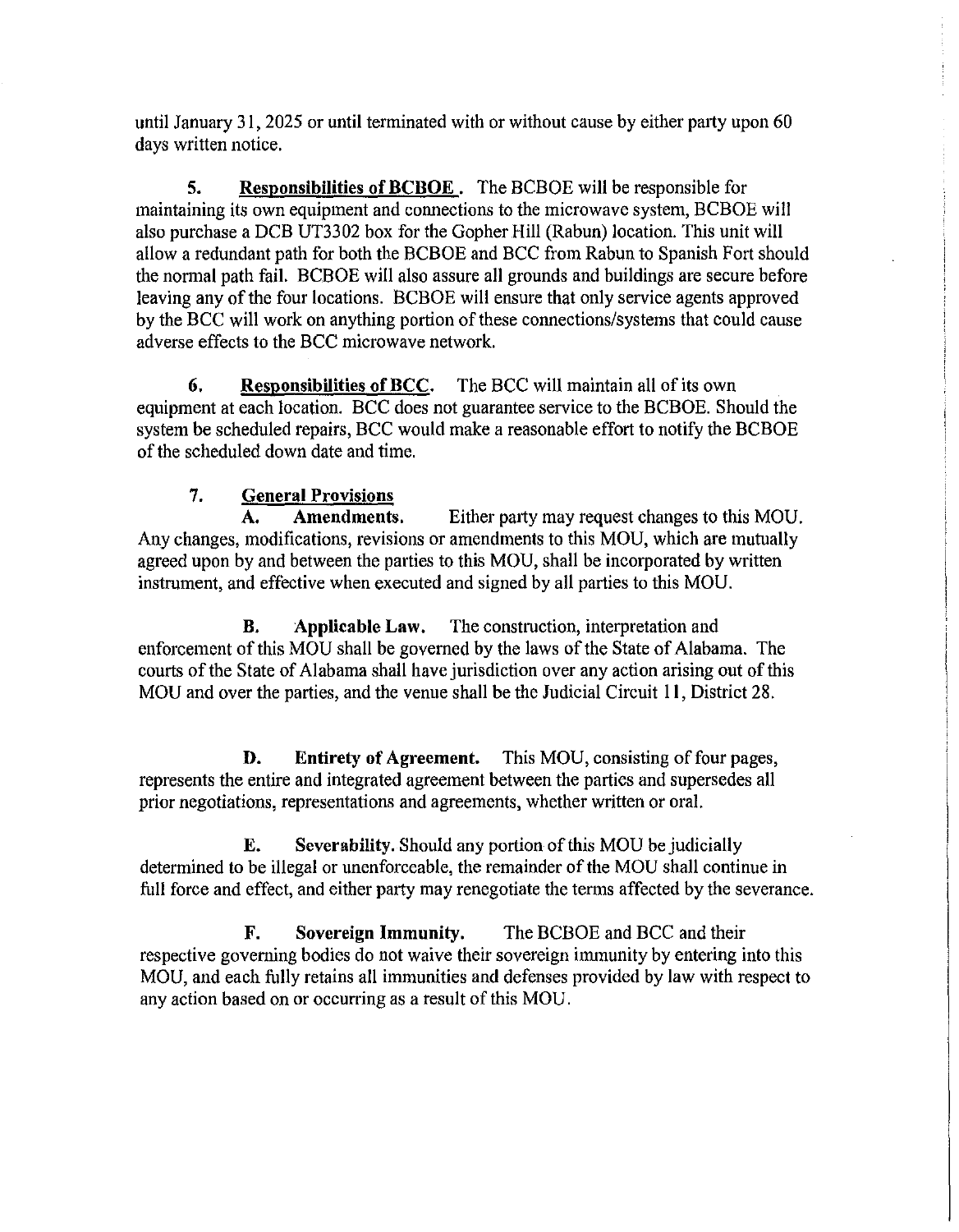until January 31, 2025 or until terminated with or without cause by either party upon 60 days written notice.

**5. Responsibilities of BCBOE.** The BCBOE will be responsible for maintaining its own equipment and connections to the microwave system, BCBOE will also purchase a DCB UT3302 box for the Gopher Hill (Rabun) location. This unit will allow a redundant path for both the BCBOE and BCC from Rabun to Spanish Fort should the normal path fail. BCBOE will also assure all grounds and buildings are secure before leaving any of the four locations. BCBOE will ensure that only service agents approved by the BCC will work on anything portion of these connections/systems that could cause adverse effects to the BCC microwave network.

**6. Responsibilities of BCC.** The BCC will maintain all of its own equipment at each location. BCC does not guarantee service to the BCBOE. Should the system be scheduled repairs, BCC would make a reasonable effort to notify the BCBOE of the scheduled down date and time.

**7. General Provisions**

**A. Amendments.** Either party may request changes to this MOU. Any changes, modifications, revisions or amendments to this MOU, which are mutually agreed upon by and between the parties to this MOU, shall be incorporated by written instrument, and effective when executed and signed by all parties to this MOU.

**B. Applicable Law.** The construction, interpretation and enforcement of this MOU shall be governed by the laws of the State of Alabama. The courts of the State of Alabama shall have jurisdiction over any action arising out of this MOU and over the parties, and the venue shall be the Judicial Circuit 11, District 28.

**D. Entirety of Agreement.** This MOU, consisting of four pages, represents the entire and integrated agreement between the parties and supersedes all prior negotiations, representations and agreements, whether written or oral.

**E. Severability.** Should any portion of this MOU be judicially determined to be illegal or unenforceable, the remainder of the MOU shall continue in full force and effect, and either party may renegotiate the terms affected by the severance.

**F. Sovereign Immunity.** The BCBOE and BCC and their respective governing bodies do not waive their sovereign immunity by entering into this MOU, and each fully retains all immunities and defenses provided by law with respect to any action based on or occurring as a result of this MOU.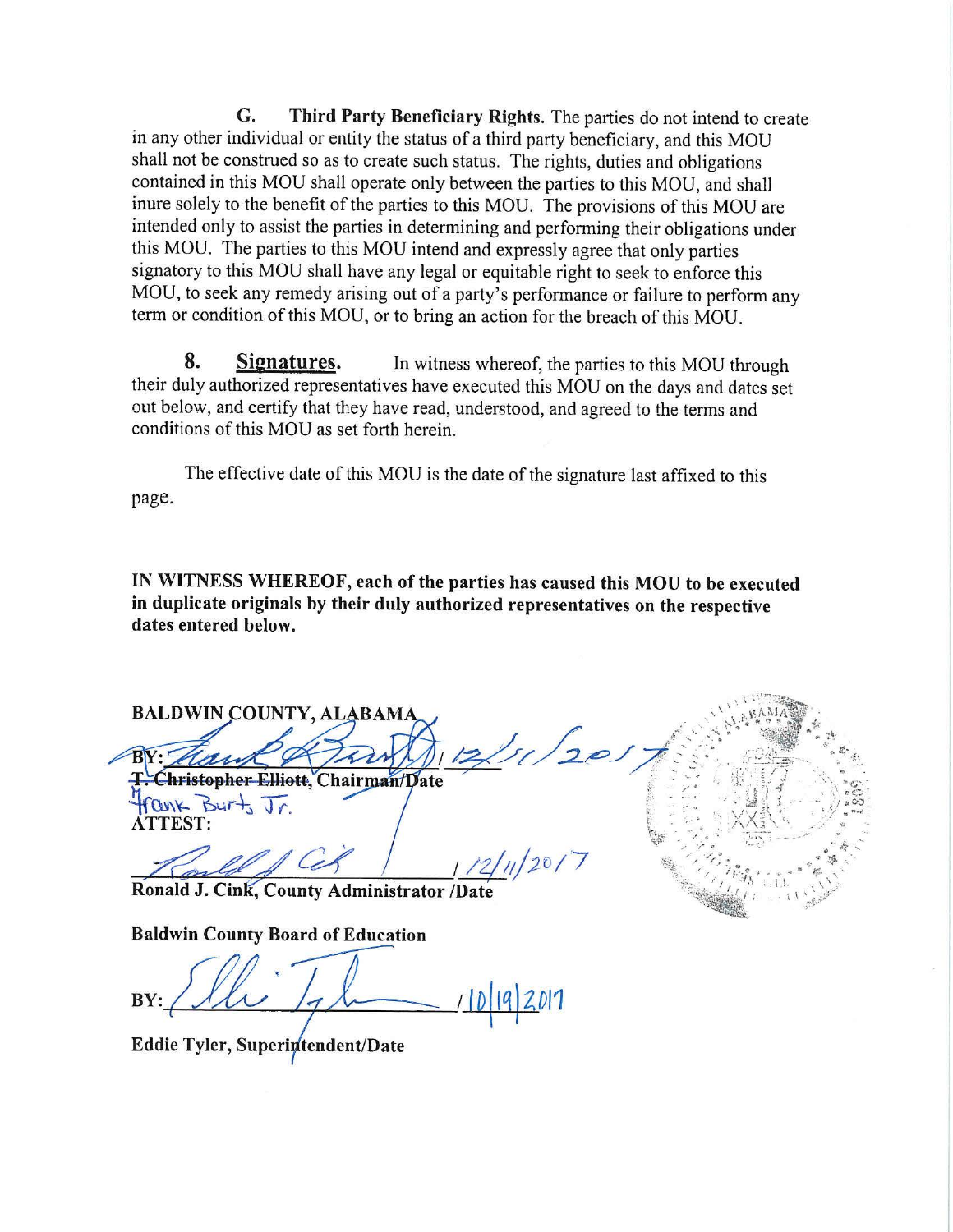**G. Third Party Beneficiary Rights.** The parties do not intend to create in any other individual or entity the status of a third party beneficiary, and this MOU shall not be construed so as to create such status. The rights, duties and obligations contained in this MOU shall operate only between the parties to this MOU, and shall inure solely to the benefit of the parties to this MOU. The provisions of this MOU are intended only to assist the parties in determining and performing their obligations under this MOU. The parties to this MOU intend and expressly agree that only parties signatory to this MOU shall have any legal or equitable right to seek to enforce this MOU, to seek any remedy arising out of a party's performance or failure to perform any term or condition of this MOU, or to bring an action for the breach of this MOU.

**8. Signatures.** In witness whereof, the parties to this MOU through their duly authorized representatives have executed this MOU on the days and dates set out below, and certify that they have read, understood, and agreed to the terms and conditions of this MOU as set forth herein.

The effective date of this MOU is the date of the signature last affixed to this page.

**IN WITNESS WHEREOF, each of the parties has caused this MOU to be executed in duplicate originals by their duly authorized representatives on the respective dates entered below.**

**BALDWIN COUNTY, ALABAMA**

**BY:** _[signature]_ / 12/11/2017

**~~T. Christopher Elliott~~, Chairman/Date**
Frank Burt Jr.

**ATTEST:**

_[signature]_ / 12/11/2017

**Ronald J. Cink, County Administrator /Date**

**Baldwin County Board of Education**

**BY:** _[signature]_ / 10/19/2017

**Eddie Tyler, Superintendent/Date**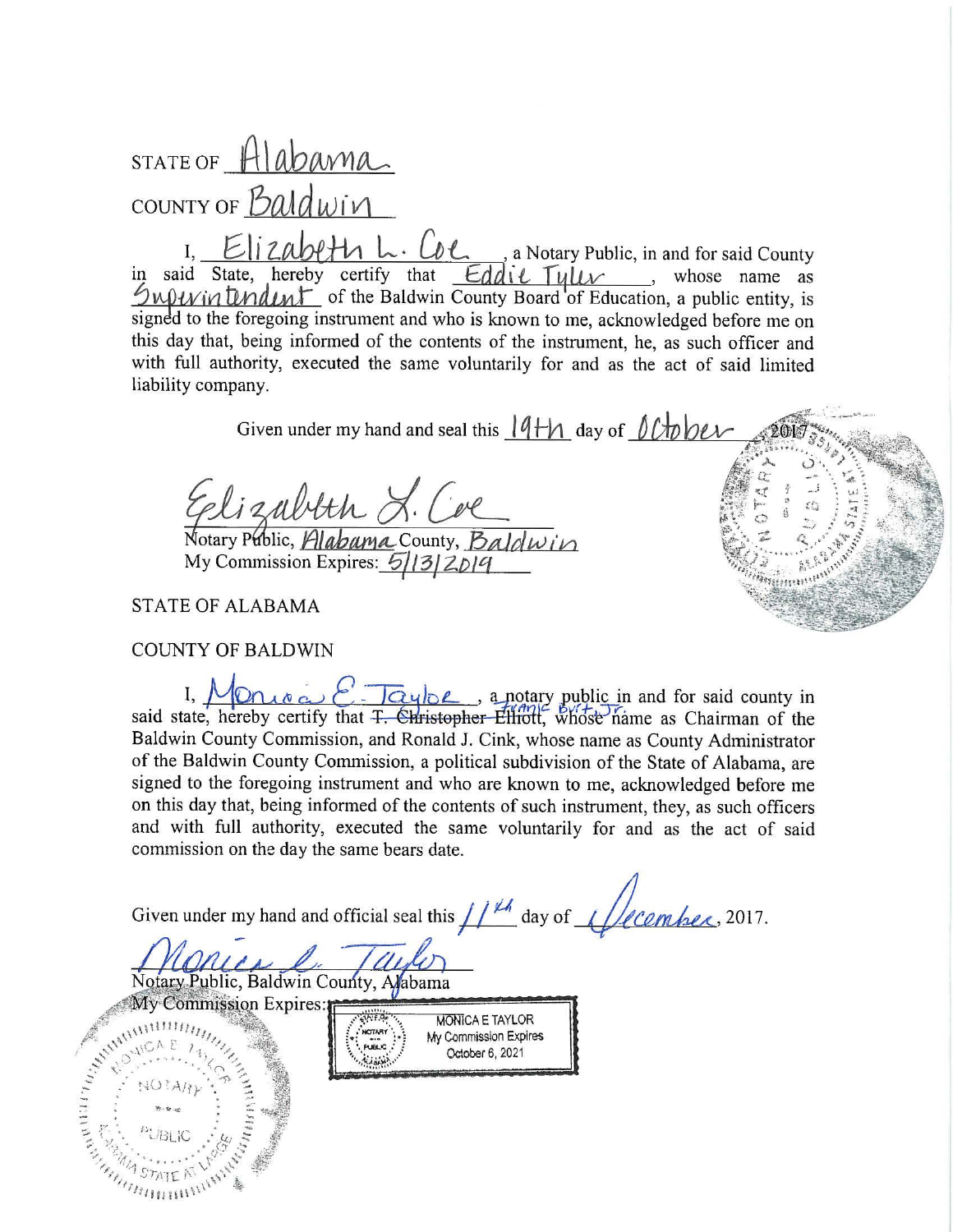STATE OF Alabama

COUNTY OF Baldwin

I, Elizabeth L. Coe, a Notary Public, in and for said County in said State, hereby certify that Eddie Tyler, whose name as Superintendent of the Baldwin County Board of Education, a public entity, is signed to the foregoing instrument and who is known to me, acknowledged before me on this day that, being informed of the contents of the instrument, he, as such officer and with full authority, executed the same voluntarily for and as the act of said limited liability company.

Given under my hand and seal this 19th day of October 2017.

Elizabeth L. Coe

Notary Public, Alabama County, Baldwin

My Commission Expires: 5/13/2019

STATE OF ALABAMA

COUNTY OF BALDWIN

I, Monica E. Taylor, a notary public in and for said county in said state, hereby certify that ~~T. Christopher Elliott~~ Frank Burt, Jr., whose name as Chairman of the Baldwin County Commission, and Ronald J. Cink, whose name as County Administrator of the Baldwin County Commission, a political subdivision of the State of Alabama, are signed to the foregoing instrument and who are known to me, acknowledged before me on this day that, being informed of the contents of such instrument, they, as such officers and with full authority, executed the same voluntarily for and as the act of said commission on the day the same bears date.

Given under my hand and official seal this 11th day of December, 2017.

Monica E. Taylor

Notary Public, Baldwin County, Alabama

My Commission Expires:

MONICA E TAYLOR
My Commission Expires
October 6, 2021